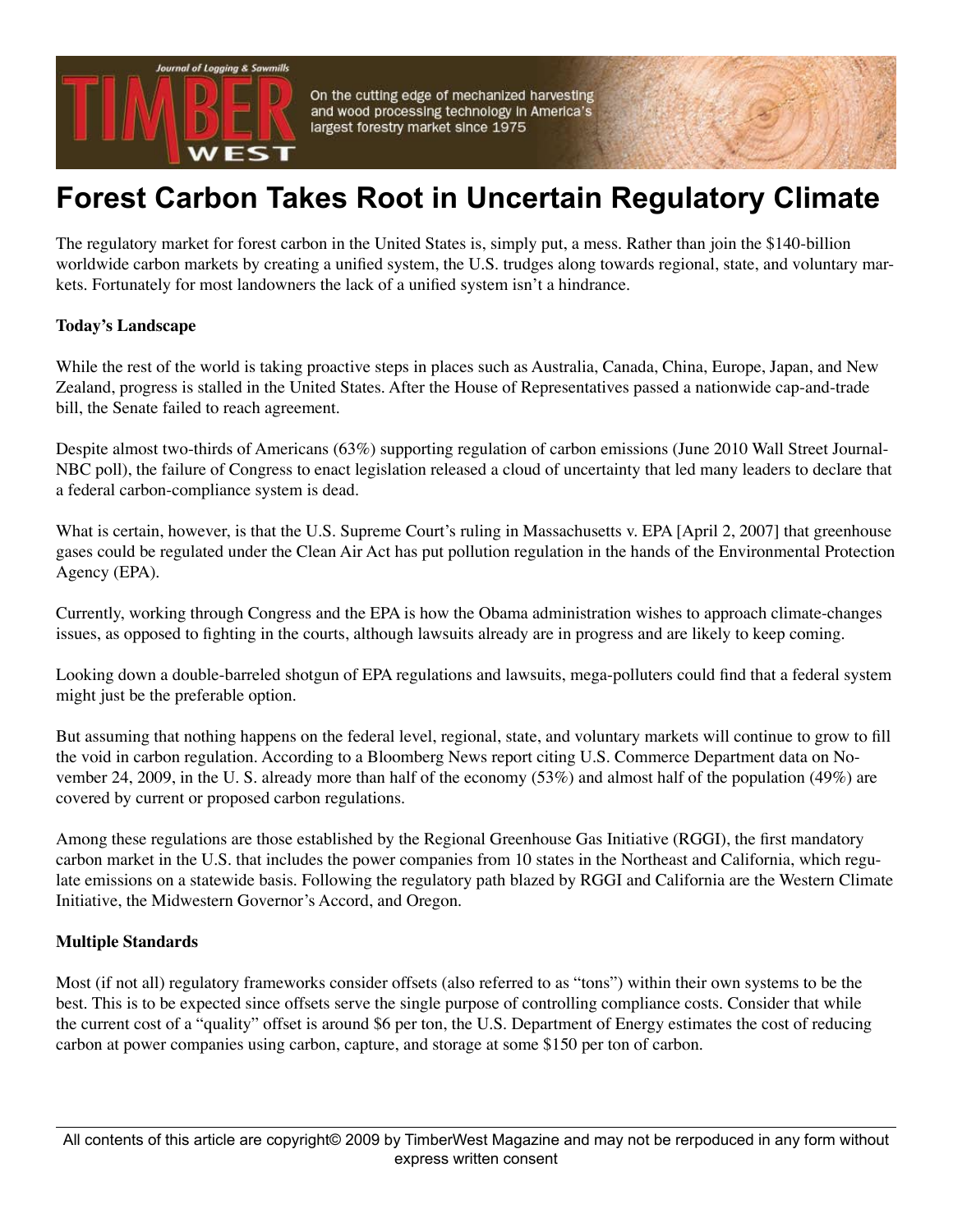# Forest Carbon Takes Root in Uncertain Regulatory Climate

The regulatory market for forest carbon in the United States is, simply put, a mess. Rather than join the $140-billion worldwide carbon markets by creating a unified system, the U.S. trudges along towards regional, state, and voluntary markets. Fortunately for most landowners the lack of a unified system isn't a hindrance.

**Today's Landscape**

While the rest of the world is taking proactive steps in places such as Australia, Canada, China, Europe, Japan, and New Zealand, progress is stalled in the United States. After the House of Representatives passed a nationwide cap-and-trade bill, the Senate failed to reach agreement.

Despite almost two-thirds of Americans (63%) supporting regulation of carbon emissions (June 2010 Wall Street Journal-NBC poll), the failure of Congress to enact legislation released a cloud of uncertainty that led many leaders to declare that a federal carbon-compliance system is dead.

What is certain, however, is that the U.S. Supreme Court's ruling in Massachusetts v. EPA [April 2, 2007] that greenhouse gases could be regulated under the Clean Air Act has put pollution regulation in the hands of the Environmental Protection Agency (EPA).

Currently, working through Congress and the EPA is how the Obama administration wishes to approach climate-changes issues, as opposed to fighting in the courts, although lawsuits already are in progress and are likely to keep coming.

Looking down a double-barreled shotgun of EPA regulations and lawsuits, mega-polluters could find that a federal system might just be the preferable option.

But assuming that nothing happens on the federal level, regional, state, and voluntary markets will continue to grow to fill the void in carbon regulation. According to a Bloomberg News report citing U.S. Commerce Department data on November 24, 2009, in the U. S. already more than half of the economy (53%) and almost half of the population (49%) are covered by current or proposed carbon regulations.

Among these regulations are those established by the Regional Greenhouse Gas Initiative (RGGI), the first mandatory carbon market in the U.S. that includes the power companies from 10 states in the Northeast and California, which regulate emissions on a statewide basis. Following the regulatory path blazed by RGGI and California are the Western Climate Initiative, the Midwestern Governor's Accord, and Oregon.

**Multiple Standards**

Most (if not all) regulatory frameworks consider offsets (also referred to as "tons") within their own systems to be the best. This is to be expected since offsets serve the single purpose of controlling compliance costs. Consider that while the current cost of a "quality" offset is around $6 per ton, the U.S. Department of Energy estimates the cost of reducing carbon at power companies using carbon, capture, and storage at some $150 per ton of carbon.

All contents of this article are copyright© 2009 by TimberWest Magazine and may not be rerpoduced in any form without express written consent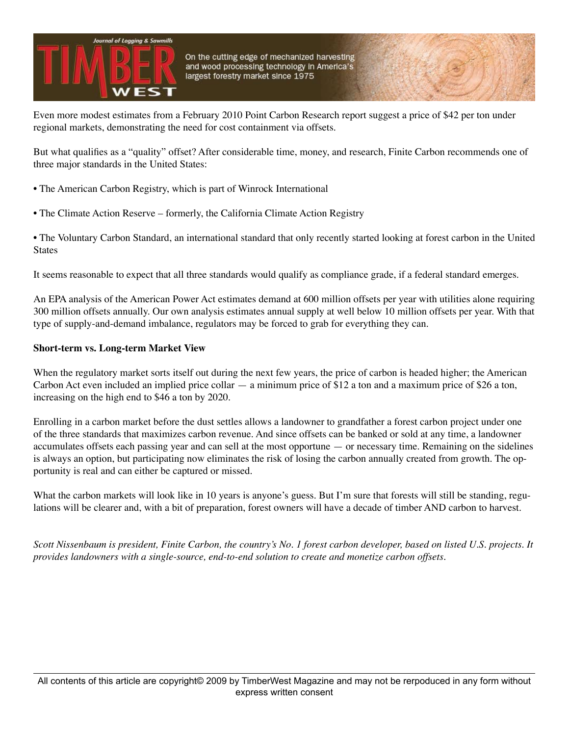Even more modest estimates from a February 2010 Point Carbon Research report suggest a price of $42 per ton under regional markets, demonstrating the need for cost containment via offsets.

But what qualifies as a "quality" offset? After considerable time, money, and research, Finite Carbon recommends one of three major standards in the United States:

- The American Carbon Registry, which is part of Winrock International
- The Climate Action Reserve – formerly, the California Climate Action Registry
- The Voluntary Carbon Standard, an international standard that only recently started looking at forest carbon in the United States

It seems reasonable to expect that all three standards would qualify as compliance grade, if a federal standard emerges.

An EPA analysis of the American Power Act estimates demand at 600 million offsets per year with utilities alone requiring 300 million offsets annually. Our own analysis estimates annual supply at well below 10 million offsets per year. With that type of supply-and-demand imbalance, regulators may be forced to grab for everything they can.

**Short-term vs. Long-term Market View**

When the regulatory market sorts itself out during the next few years, the price of carbon is headed higher; the American Carbon Act even included an implied price collar — a minimum price of $12 a ton and a maximum price of $26 a ton, increasing on the high end to $46 a ton by 2020.

Enrolling in a carbon market before the dust settles allows a landowner to grandfather a forest carbon project under one of the three standards that maximizes carbon revenue. And since offsets can be banked or sold at any time, a landowner accumulates offsets each passing year and can sell at the most opportune — or necessary time. Remaining on the sidelines is always an option, but participating now eliminates the risk of losing the carbon annually created from growth. The opportunity is real and can either be captured or missed.

What the carbon markets will look like in 10 years is anyone's guess. But I'm sure that forests will still be standing, regulations will be clearer and, with a bit of preparation, forest owners will have a decade of timber AND carbon to harvest.

*Scott Nissenbaum is president, Finite Carbon, the country's No. 1 forest carbon developer, based on listed U.S. projects. It provides landowners with a single-source, end-to-end solution to create and monetize carbon offsets.*